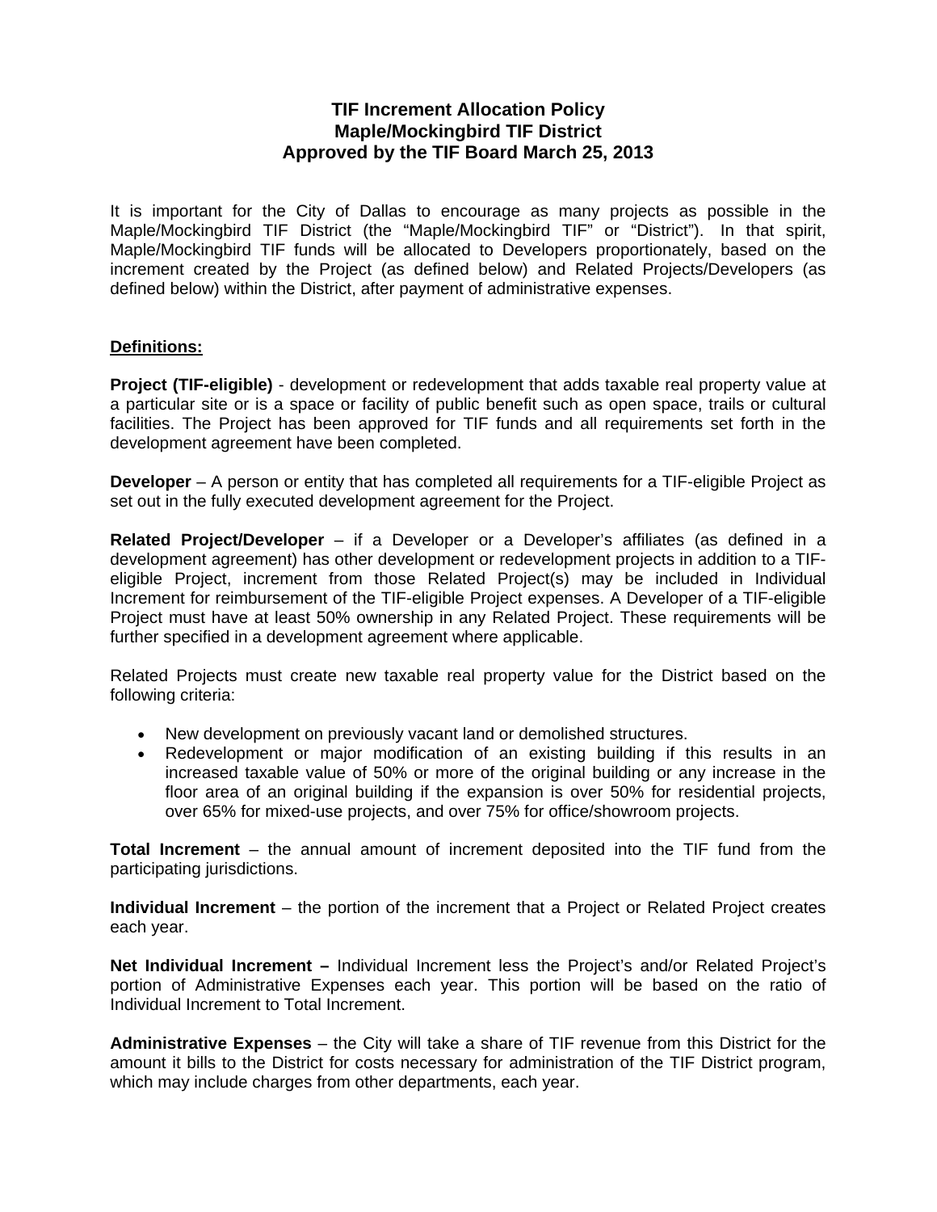# TIF Increment Allocation Policy
# Maple/Mockingbird TIF District
# Approved by the TIF Board March 25, 2013

It is important for the City of Dallas to encourage as many projects as possible in the Maple/Mockingbird TIF District (the "Maple/Mockingbird TIF" or "District"). In that spirit, Maple/Mockingbird TIF funds will be allocated to Developers proportionately, based on the increment created by the Project (as defined below) and Related Projects/Developers (as defined below) within the District, after payment of administrative expenses.

## Definitions:

**Project (TIF-eligible)** - development or redevelopment that adds taxable real property value at a particular site or is a space or facility of public benefit such as open space, trails or cultural facilities. The Project has been approved for TIF funds and all requirements set forth in the development agreement have been completed.

**Developer** – A person or entity that has completed all requirements for a TIF-eligible Project as set out in the fully executed development agreement for the Project.

**Related Project/Developer** – if a Developer or a Developer's affiliates (as defined in a development agreement) has other development or redevelopment projects in addition to a TIF-eligible Project, increment from those Related Project(s) may be included in Individual Increment for reimbursement of the TIF-eligible Project expenses. A Developer of a TIF-eligible Project must have at least 50% ownership in any Related Project. These requirements will be further specified in a development agreement where applicable.

Related Projects must create new taxable real property value for the District based on the following criteria:

- New development on previously vacant land or demolished structures.
- Redevelopment or major modification of an existing building if this results in an increased taxable value of 50% or more of the original building or any increase in the floor area of an original building if the expansion is over 50% for residential projects, over 65% for mixed-use projects, and over 75% for office/showroom projects.

**Total Increment** – the annual amount of increment deposited into the TIF fund from the participating jurisdictions.

**Individual Increment** – the portion of the increment that a Project or Related Project creates each year.

**Net Individual Increment –** Individual Increment less the Project's and/or Related Project's portion of Administrative Expenses each year. This portion will be based on the ratio of Individual Increment to Total Increment.

**Administrative Expenses** – the City will take a share of TIF revenue from this District for the amount it bills to the District for costs necessary for administration of the TIF District program, which may include charges from other departments, each year.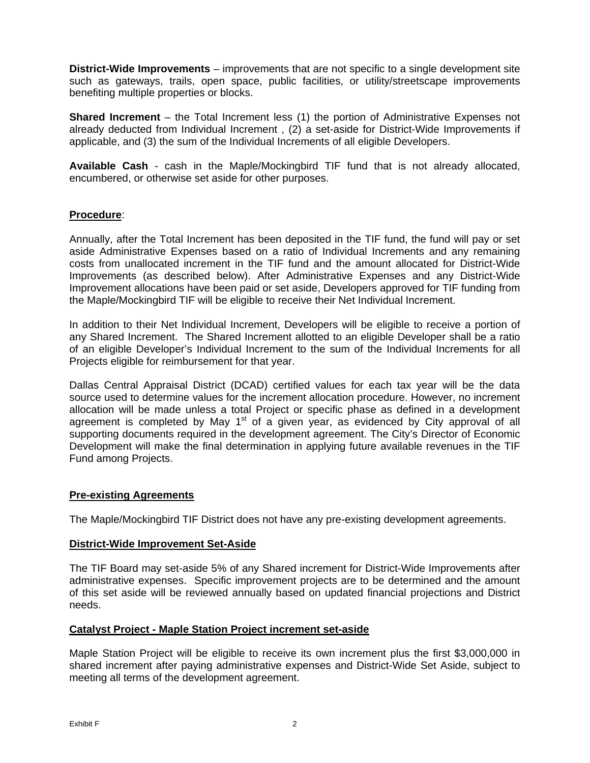**District-Wide Improvements** – improvements that are not specific to a single development site such as gateways, trails, open space, public facilities, or utility/streetscape improvements benefiting multiple properties or blocks.

**Shared Increment** – the Total Increment less (1) the portion of Administrative Expenses not already deducted from Individual Increment , (2) a set-aside for District-Wide Improvements if applicable, and (3) the sum of the Individual Increments of all eligible Developers.

**Available Cash** - cash in the Maple/Mockingbird TIF fund that is not already allocated, encumbered, or otherwise set aside for other purposes.

## Procedure:

Annually, after the Total Increment has been deposited in the TIF fund, the fund will pay or set aside Administrative Expenses based on a ratio of Individual Increments and any remaining costs from unallocated increment in the TIF fund and the amount allocated for District-Wide Improvements (as described below). After Administrative Expenses and any District-Wide Improvement allocations have been paid or set aside, Developers approved for TIF funding from the Maple/Mockingbird TIF will be eligible to receive their Net Individual Increment.

In addition to their Net Individual Increment, Developers will be eligible to receive a portion of any Shared Increment. The Shared Increment allotted to an eligible Developer shall be a ratio of an eligible Developer's Individual Increment to the sum of the Individual Increments for all Projects eligible for reimbursement for that year.

Dallas Central Appraisal District (DCAD) certified values for each tax year will be the data source used to determine values for the increment allocation procedure. However, no increment allocation will be made unless a total Project or specific phase as defined in a development agreement is completed by May 1st of a given year, as evidenced by City approval of all supporting documents required in the development agreement. The City's Director of Economic Development will make the final determination in applying future available revenues in the TIF Fund among Projects.

## Pre-existing Agreements

The Maple/Mockingbird TIF District does not have any pre-existing development agreements.

## District-Wide Improvement Set-Aside

The TIF Board may set-aside 5% of any Shared increment for District-Wide Improvements after administrative expenses. Specific improvement projects are to be determined and the amount of this set aside will be reviewed annually based on updated financial projections and District needs.

## Catalyst Project - Maple Station Project increment set-aside

Maple Station Project will be eligible to receive its own increment plus the first $3,000,000 in shared increment after paying administrative expenses and District-Wide Set Aside, subject to meeting all terms of the development agreement.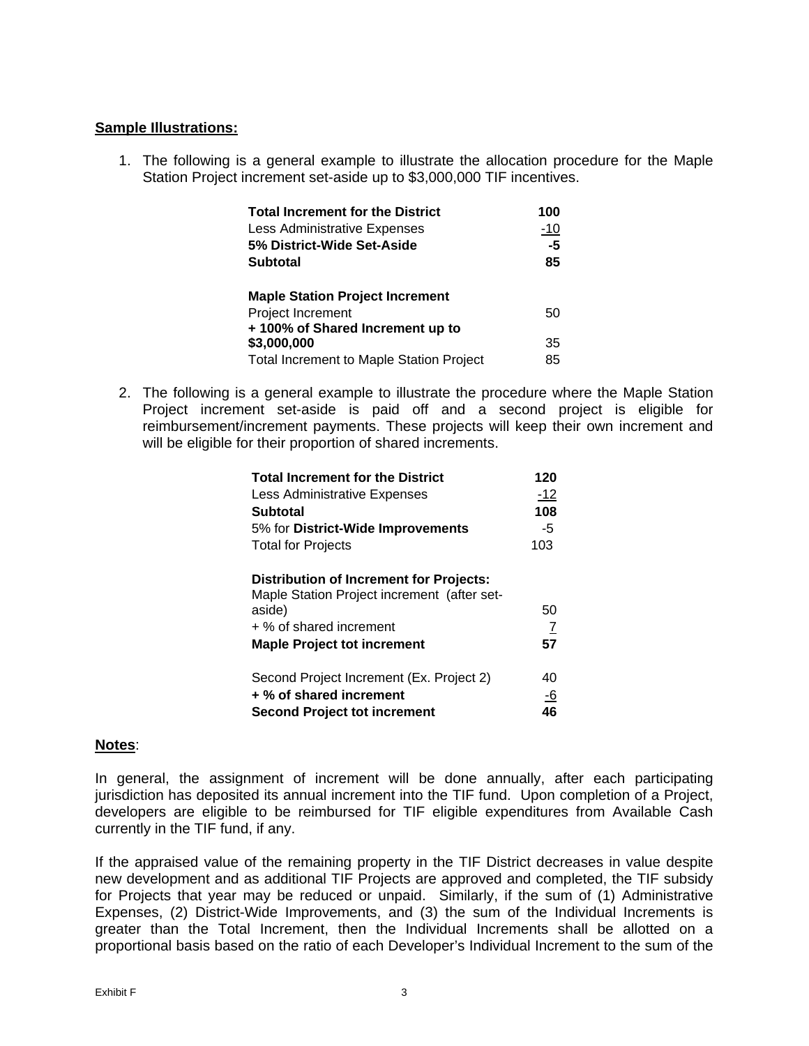**Sample Illustrations:**

1. The following is a general example to illustrate the allocation procedure for the Maple Station Project increment set-aside up to $3,000,000 TIF incentives.

| | |
|---|---|
| **Total Increment for the District** | **100** |
| Less Administrative Expenses | -10 |
| **5% District-Wide Set-Aside** | **-5** |
| **Subtotal** | **85** |
| | |
| **Maple Station Project Increment** | |
| Project Increment | 50 |
| **+ 100% of Shared Increment up to $3,000,000** | 35 |
| Total Increment to Maple Station Project | 85 |

2. The following is a general example to illustrate the procedure where the Maple Station Project increment set-aside is paid off and a second project is eligible for reimbursement/increment payments. These projects will keep their own increment and will be eligible for their proportion of shared increments.

| | |
|---|---|
| **Total Increment for the District** | **120** |
| Less Administrative Expenses | -12 |
| **Subtotal** | **108** |
| 5% for **District-Wide Improvements** | -5 |
| Total for Projects | 103 |
| | |
| **Distribution of Increment for Projects:** | |
| Maple Station Project increment (after set-aside) | 50 |
| + % of shared increment | 7 |
| **Maple Project tot increment** | **57** |
| | |
| Second Project Increment (Ex. Project 2) | 40 |
| **+ % of shared increment** | -6 |
| **Second Project tot increment** | **46** |

**Notes**:

In general, the assignment of increment will be done annually, after each participating jurisdiction has deposited its annual increment into the TIF fund. Upon completion of a Project, developers are eligible to be reimbursed for TIF eligible expenditures from Available Cash currently in the TIF fund, if any.

If the appraised value of the remaining property in the TIF District decreases in value despite new development and as additional TIF Projects are approved and completed, the TIF subsidy for Projects that year may be reduced or unpaid. Similarly, if the sum of (1) Administrative Expenses, (2) District-Wide Improvements, and (3) the sum of the Individual Increments is greater than the Total Increment, then the Individual Increments shall be allotted on a proportional basis based on the ratio of each Developer's Individual Increment to the sum of the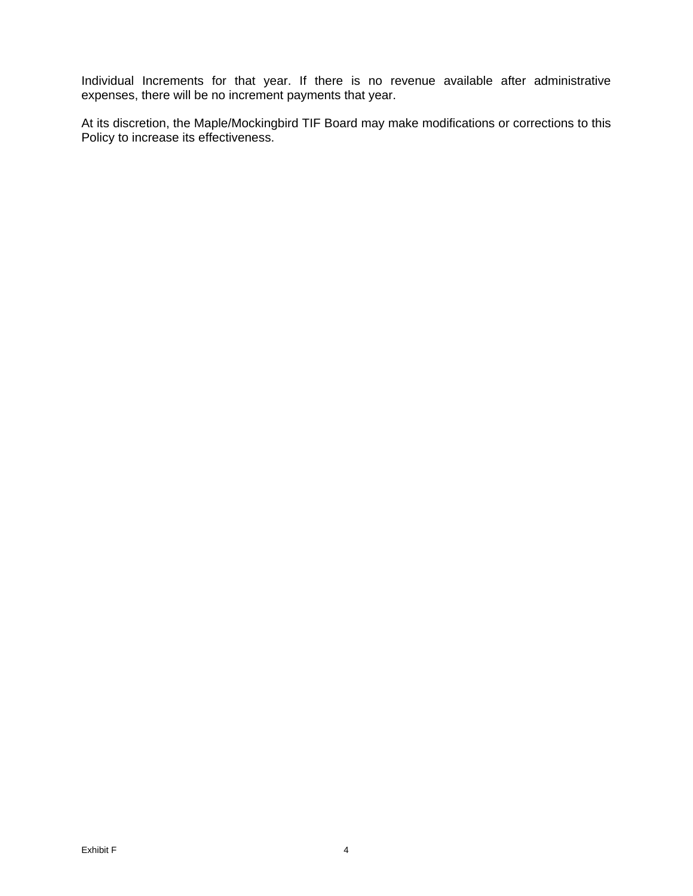Individual Increments for that year. If there is no revenue available after administrative expenses, there will be no increment payments that year.

At its discretion, the Maple/Mockingbird TIF Board may make modifications or corrections to this Policy to increase its effectiveness.